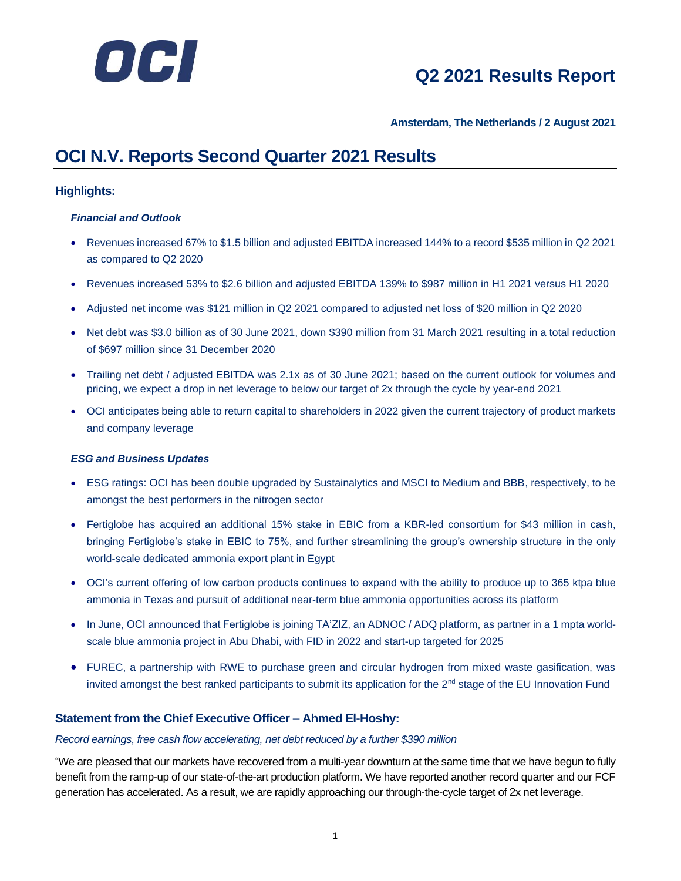# Q2 2021 Results Report

**Amsterdam, The Netherlands / 2 August 2021**

# OCI N.V. Reports Second Quarter 2021 Results

## Highlights:

### *Financial and Outlook*

- Revenues increased 67% to $1.5 billion and adjusted EBITDA increased 144% to a record $535 million in Q2 2021 as compared to Q2 2020
- Revenues increased 53% to $2.6 billion and adjusted EBITDA 139% to $987 million in H1 2021 versus H1 2020
- Adjusted net income was $121 million in Q2 2021 compared to adjusted net loss of $20 million in Q2 2020
- Net debt was $3.0 billion as of 30 June 2021, down $390 million from 31 March 2021 resulting in a total reduction of $697 million since 31 December 2020
- Trailing net debt / adjusted EBITDA was 2.1x as of 30 June 2021; based on the current outlook for volumes and pricing, we expect a drop in net leverage to below our target of 2x through the cycle by year-end 2021
- OCI anticipates being able to return capital to shareholders in 2022 given the current trajectory of product markets and company leverage

### *ESG and Business Updates*

- ESG ratings: OCI has been double upgraded by Sustainalytics and MSCI to Medium and BBB, respectively, to be amongst the best performers in the nitrogen sector
- Fertiglobe has acquired an additional 15% stake in EBIC from a KBR-led consortium for $43 million in cash, bringing Fertiglobe's stake in EBIC to 75%, and further streamlining the group's ownership structure in the only world-scale dedicated ammonia export plant in Egypt
- OCI's current offering of low carbon products continues to expand with the ability to produce up to 365 ktpa blue ammonia in Texas and pursuit of additional near-term blue ammonia opportunities across its platform
- In June, OCI announced that Fertiglobe is joining TA'ZIZ, an ADNOC / ADQ platform, as partner in a 1 mpta world-scale blue ammonia project in Abu Dhabi, with FID in 2022 and start-up targeted for 2025
- FUREC, a partnership with RWE to purchase green and circular hydrogen from mixed waste gasification, was invited amongst the best ranked participants to submit its application for the 2nd stage of the EU Innovation Fund

## Statement from the Chief Executive Officer – Ahmed El-Hoshy:

*Record earnings, free cash flow accelerating, net debt reduced by a further $390 million*

"We are pleased that our markets have recovered from a multi-year downturn at the same time that we have begun to fully benefit from the ramp-up of our state-of-the-art production platform. We have reported another record quarter and our FCF generation has accelerated. As a result, we are rapidly approaching our through-the-cycle target of 2x net leverage.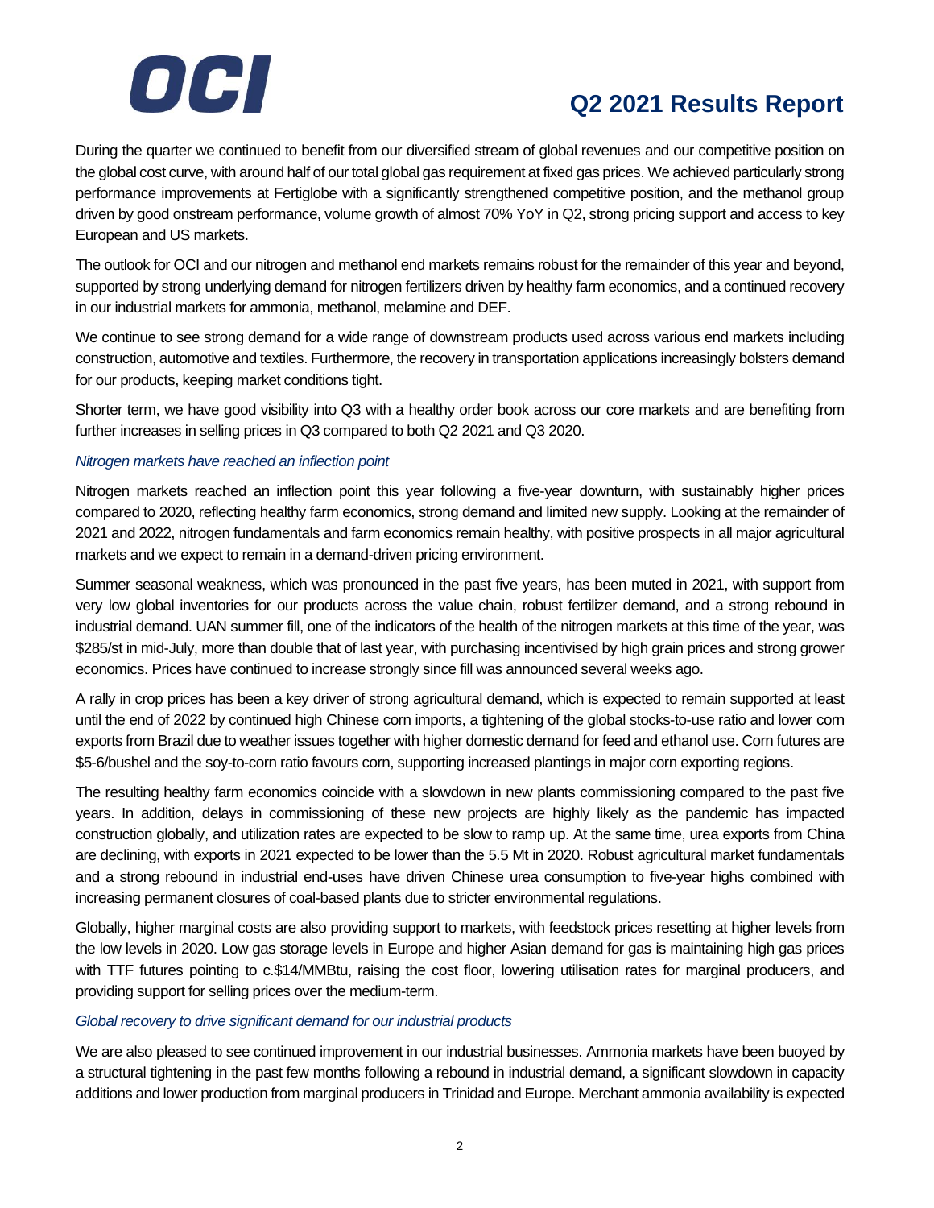During the quarter we continued to benefit from our diversified stream of global revenues and our competitive position on the global cost curve, with around half of our total global gas requirement at fixed gas prices. We achieved particularly strong performance improvements at Fertiglobe with a significantly strengthened competitive position, and the methanol group driven by good onstream performance, volume growth of almost 70% YoY in Q2, strong pricing support and access to key European and US markets.

The outlook for OCI and our nitrogen and methanol end markets remains robust for the remainder of this year and beyond, supported by strong underlying demand for nitrogen fertilizers driven by healthy farm economics, and a continued recovery in our industrial markets for ammonia, methanol, melamine and DEF.

We continue to see strong demand for a wide range of downstream products used across various end markets including construction, automotive and textiles. Furthermore, the recovery in transportation applications increasingly bolsters demand for our products, keeping market conditions tight.

Shorter term, we have good visibility into Q3 with a healthy order book across our core markets and are benefiting from further increases in selling prices in Q3 compared to both Q2 2021 and Q3 2020.

*Nitrogen markets have reached an inflection point*

Nitrogen markets reached an inflection point this year following a five-year downturn, with sustainably higher prices compared to 2020, reflecting healthy farm economics, strong demand and limited new supply. Looking at the remainder of 2021 and 2022, nitrogen fundamentals and farm economics remain healthy, with positive prospects in all major agricultural markets and we expect to remain in a demand-driven pricing environment.

Summer seasonal weakness, which was pronounced in the past five years, has been muted in 2021, with support from very low global inventories for our products across the value chain, robust fertilizer demand, and a strong rebound in industrial demand. UAN summer fill, one of the indicators of the health of the nitrogen markets at this time of the year, was \$285/st in mid-July, more than double that of last year, with purchasing incentivised by high grain prices and strong grower economics. Prices have continued to increase strongly since fill was announced several weeks ago.

A rally in crop prices has been a key driver of strong agricultural demand, which is expected to remain supported at least until the end of 2022 by continued high Chinese corn imports, a tightening of the global stocks-to-use ratio and lower corn exports from Brazil due to weather issues together with higher domestic demand for feed and ethanol use. Corn futures are \$5-6/bushel and the soy-to-corn ratio favours corn, supporting increased plantings in major corn exporting regions.

The resulting healthy farm economics coincide with a slowdown in new plants commissioning compared to the past five years. In addition, delays in commissioning of these new projects are highly likely as the pandemic has impacted construction globally, and utilization rates are expected to be slow to ramp up. At the same time, urea exports from China are declining, with exports in 2021 expected to be lower than the 5.5 Mt in 2020. Robust agricultural market fundamentals and a strong rebound in industrial end-uses have driven Chinese urea consumption to five-year highs combined with increasing permanent closures of coal-based plants due to stricter environmental regulations.

Globally, higher marginal costs are also providing support to markets, with feedstock prices resetting at higher levels from the low levels in 2020. Low gas storage levels in Europe and higher Asian demand for gas is maintaining high gas prices with TTF futures pointing to c.\$14/MMBtu, raising the cost floor, lowering utilisation rates for marginal producers, and providing support for selling prices over the medium-term.

*Global recovery to drive significant demand for our industrial products*

We are also pleased to see continued improvement in our industrial businesses. Ammonia markets have been buoyed by a structural tightening in the past few months following a rebound in industrial demand, a significant slowdown in capacity additions and lower production from marginal producers in Trinidad and Europe. Merchant ammonia availability is expected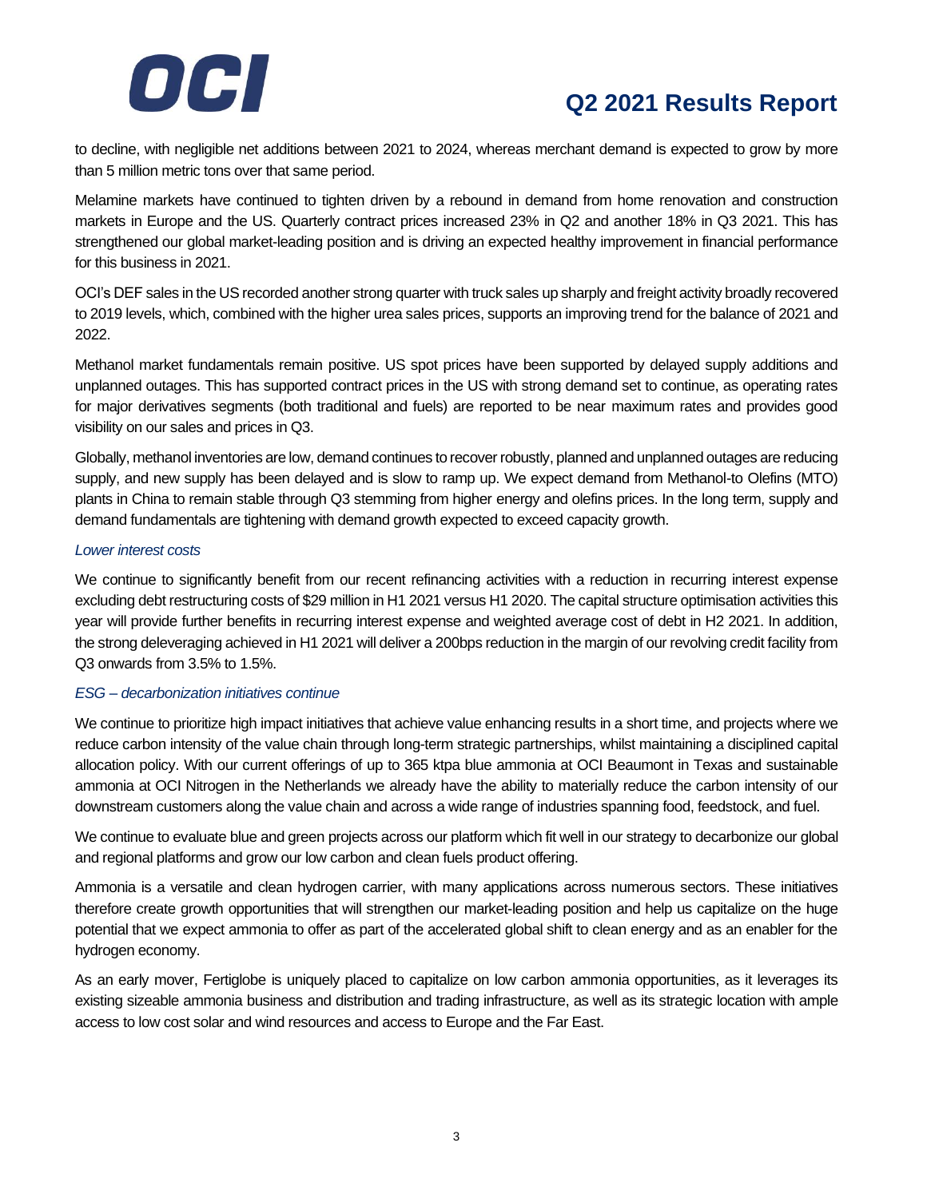to decline, with negligible net additions between 2021 to 2024, whereas merchant demand is expected to grow by more than 5 million metric tons over that same period.

Melamine markets have continued to tighten driven by a rebound in demand from home renovation and construction markets in Europe and the US. Quarterly contract prices increased 23% in Q2 and another 18% in Q3 2021. This has strengthened our global market-leading position and is driving an expected healthy improvement in financial performance for this business in 2021.

OCI's DEF sales in the US recorded another strong quarter with truck sales up sharply and freight activity broadly recovered to 2019 levels, which, combined with the higher urea sales prices, supports an improving trend for the balance of 2021 and 2022.

Methanol market fundamentals remain positive. US spot prices have been supported by delayed supply additions and unplanned outages. This has supported contract prices in the US with strong demand set to continue, as operating rates for major derivatives segments (both traditional and fuels) are reported to be near maximum rates and provides good visibility on our sales and prices in Q3.

Globally, methanol inventories are low, demand continues to recover robustly, planned and unplanned outages are reducing supply, and new supply has been delayed and is slow to ramp up. We expect demand from Methanol-to Olefins (MTO) plants in China to remain stable through Q3 stemming from higher energy and olefins prices. In the long term, supply and demand fundamentals are tightening with demand growth expected to exceed capacity growth.

*Lower interest costs*

We continue to significantly benefit from our recent refinancing activities with a reduction in recurring interest expense excluding debt restructuring costs of $29 million in H1 2021 versus H1 2020. The capital structure optimisation activities this year will provide further benefits in recurring interest expense and weighted average cost of debt in H2 2021. In addition, the strong deleveraging achieved in H1 2021 will deliver a 200bps reduction in the margin of our revolving credit facility from Q3 onwards from 3.5% to 1.5%.

*ESG – decarbonization initiatives continue*

We continue to prioritize high impact initiatives that achieve value enhancing results in a short time, and projects where we reduce carbon intensity of the value chain through long-term strategic partnerships, whilst maintaining a disciplined capital allocation policy. With our current offerings of up to 365 ktpa blue ammonia at OCI Beaumont in Texas and sustainable ammonia at OCI Nitrogen in the Netherlands we already have the ability to materially reduce the carbon intensity of our downstream customers along the value chain and across a wide range of industries spanning food, feedstock, and fuel.

We continue to evaluate blue and green projects across our platform which fit well in our strategy to decarbonize our global and regional platforms and grow our low carbon and clean fuels product offering.

Ammonia is a versatile and clean hydrogen carrier, with many applications across numerous sectors. These initiatives therefore create growth opportunities that will strengthen our market-leading position and help us capitalize on the huge potential that we expect ammonia to offer as part of the accelerated global shift to clean energy and as an enabler for the hydrogen economy.

As an early mover, Fertiglobe is uniquely placed to capitalize on low carbon ammonia opportunities, as it leverages its existing sizeable ammonia business and distribution and trading infrastructure, as well as its strategic location with ample access to low cost solar and wind resources and access to Europe and the Far East.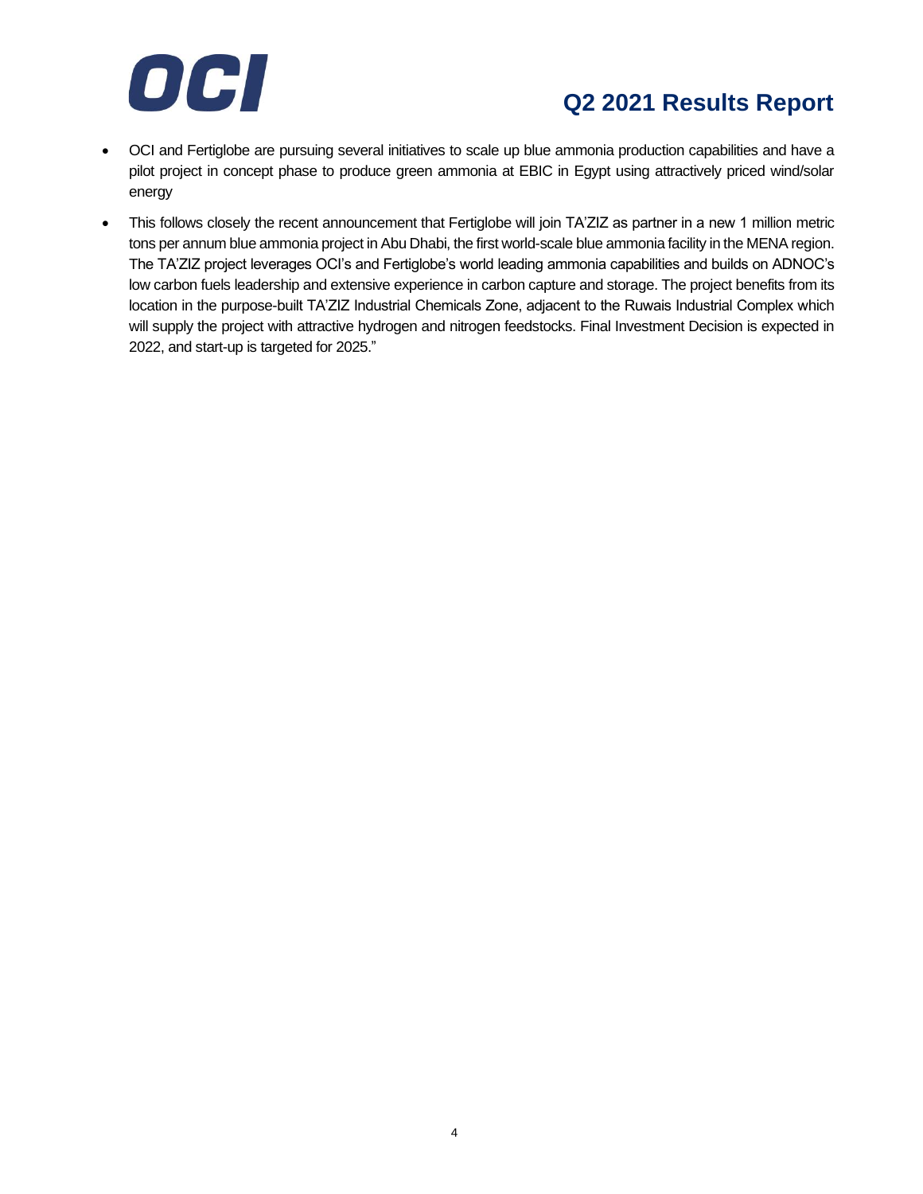- OCI and Fertiglobe are pursuing several initiatives to scale up blue ammonia production capabilities and have a pilot project in concept phase to produce green ammonia at EBIC in Egypt using attractively priced wind/solar energy
- This follows closely the recent announcement that Fertiglobe will join TA'ZIZ as partner in a new 1 million metric tons per annum blue ammonia project in Abu Dhabi, the first world-scale blue ammonia facility in the MENA region. The TA'ZIZ project leverages OCI's and Fertiglobe's world leading ammonia capabilities and builds on ADNOC's low carbon fuels leadership and extensive experience in carbon capture and storage. The project benefits from its location in the purpose-built TA'ZIZ Industrial Chemicals Zone, adjacent to the Ruwais Industrial Complex which will supply the project with attractive hydrogen and nitrogen feedstocks. Final Investment Decision is expected in 2022, and start-up is targeted for 2025."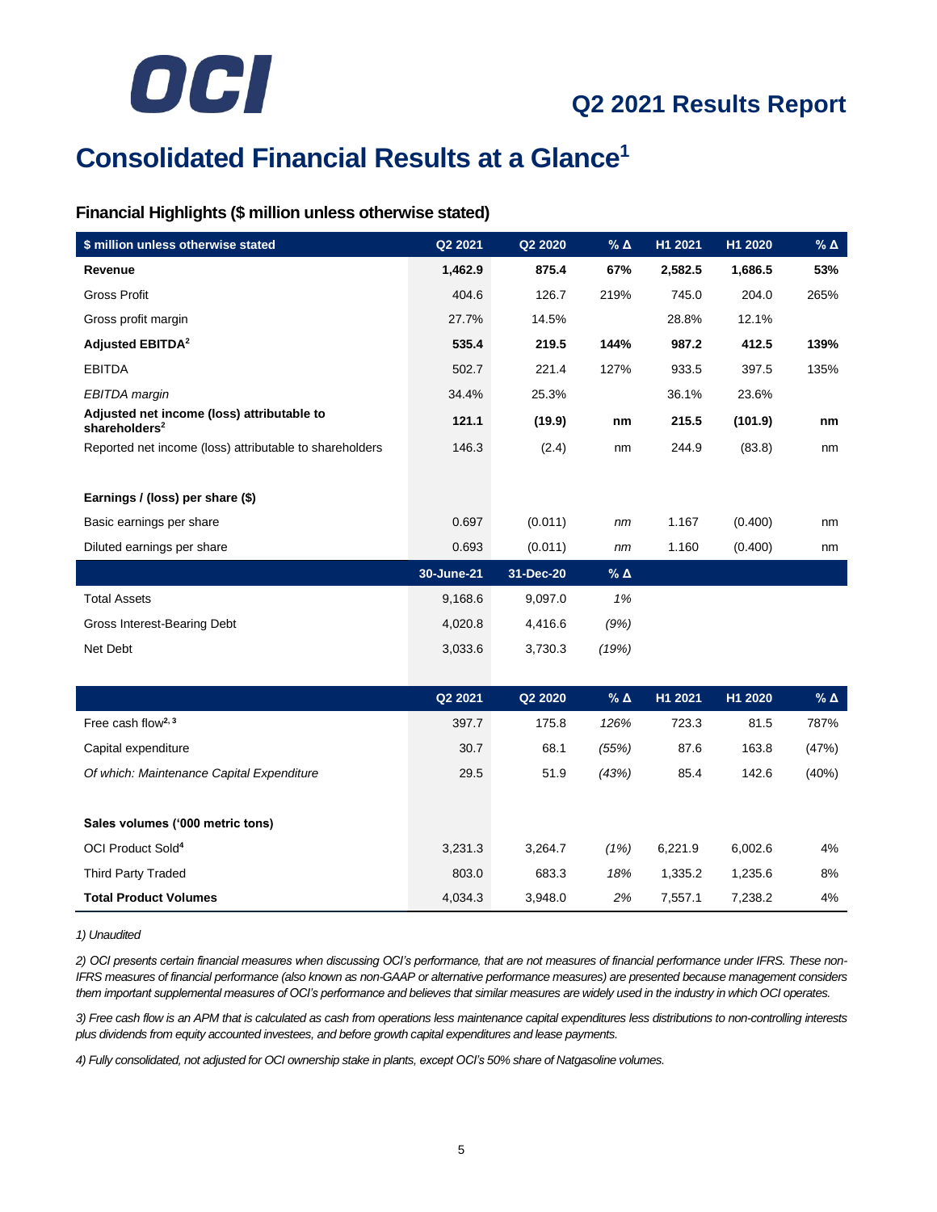# Consolidated Financial Results at a Glance[1]

### Financial Highlights ($ million unless otherwise stated)

| $ million unless otherwise stated | Q2 2021 | Q2 2020 | % Δ | H1 2021 | H1 2020 | % Δ |
|---|---|---|---|---|---|---|
| **Revenue** | **1,462.9** | **875.4** | **67%** | **2,582.5** | **1,686.5** | **53%** |
| Gross Profit | 404.6 | 126.7 | 219% | 745.0 | 204.0 | 265% |
| Gross profit margin | 27.7% | 14.5% | | 28.8% | 12.1% | |
| **Adjusted EBITDA[2]** | **535.4** | **219.5** | **144%** | **987.2** | **412.5** | **139%** |
| EBITDA | 502.7 | 221.4 | 127% | 933.5 | 397.5 | 135% |
| *EBITDA margin* | 34.4% | 25.3% | | 36.1% | 23.6% | |
| **Adjusted net income (loss) attributable to shareholders[2]** | **121.1** | **(19.9)** | **nm** | **215.5** | **(101.9)** | **nm** |
| Reported net income (loss) attributable to shareholders | 146.3 | (2.4) | nm | 244.9 | (83.8) | nm |
| | | | | | | |
| **Earnings / (loss) per share ($)** | | | | | | |
| Basic earnings per share | 0.697 | (0.011) | *nm* | 1.167 | (0.400) | nm |
| Diluted earnings per share | 0.693 | (0.011) | *nm* | 1.160 | (0.400) | nm |

| | 30-June-21 | 31-Dec-20 | % Δ |
|---|---|---|---|
| Total Assets | 9,168.6 | 9,097.0 | *1%* |
| Gross Interest-Bearing Debt | 4,020.8 | 4,416.6 | *(9%)* |
| Net Debt | 3,033.6 | 3,730.3 | *(19%)* |

| | Q2 2021 | Q2 2020 | % Δ | H1 2021 | H1 2020 | % Δ |
|---|---|---|---|---|---|---|
| Free cash flow[2, 3] | 397.7 | 175.8 | *126%* | 723.3 | 81.5 | 787% |
| Capital expenditure | 30.7 | 68.1 | *(55%)* | 87.6 | 163.8 | (47%) |
| *Of which: Maintenance Capital Expenditure* | 29.5 | 51.9 | *(43%)* | 85.4 | 142.6 | (40%) |
| | | | | | | |
| **Sales volumes ('000 metric tons)** | | | | | | |
| OCI Product Sold[4] | 3,231.3 | 3,264.7 | *(1%)* | 6,221.9 | 6,002.6 | 4% |
| Third Party Traded | 803.0 | 683.3 | *18%* | 1,335.2 | 1,235.6 | 8% |
| **Total Product Volumes** | 4,034.3 | 3,948.0 | *2%* | 7,557.1 | 7,238.2 | 4% |

*1) Unaudited*

*2) OCI presents certain financial measures when discussing OCI's performance, that are not measures of financial performance under IFRS. These non-IFRS measures of financial performance (also known as non-GAAP or alternative performance measures) are presented because management considers them important supplemental measures of OCI's performance and believes that similar measures are widely used in the industry in which OCI operates.*

*3) Free cash flow is an APM that is calculated as cash from operations less maintenance capital expenditures less distributions to non-controlling interests plus dividends from equity accounted investees, and before growth capital expenditures and lease payments.*

*4) Fully consolidated, not adjusted for OCI ownership stake in plants, except OCI's 50% share of Natgasoline volumes.*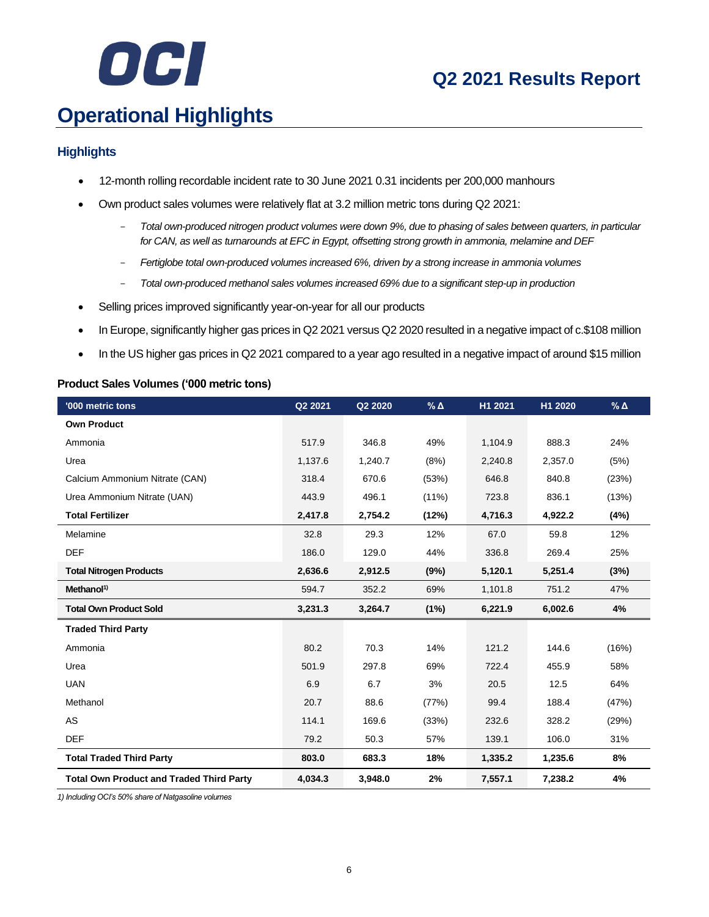# Operational Highlights

## Highlights

- 12-month rolling recordable incident rate to 30 June 2021 0.31 incidents per 200,000 manhours
- Own product sales volumes were relatively flat at 3.2 million metric tons during Q2 2021:
  - *Total own-produced nitrogen product volumes were down 9%, due to phasing of sales between quarters, in particular for CAN, as well as turnarounds at EFC in Egypt, offsetting strong growth in ammonia, melamine and DEF*
  - *Fertiglobe total own-produced volumes increased 6%, driven by a strong increase in ammonia volumes*
  - *Total own-produced methanol sales volumes increased 69% due to a significant step-up in production*
- Selling prices improved significantly year-on-year for all our products
- In Europe, significantly higher gas prices in Q2 2021 versus Q2 2020 resulted in a negative impact of c.$108 million
- In the US higher gas prices in Q2 2021 compared to a year ago resulted in a negative impact of around $15 million

### Product Sales Volumes ('000 metric tons)

| '000 metric tons | Q2 2021 | Q2 2020 | % Δ | H1 2021 | H1 2020 | % Δ |
|---|---|---|---|---|---|---|
| **Own Product** | | | | | | |
| Ammonia | 517.9 | 346.8 | 49% | 1,104.9 | 888.3 | 24% |
| Urea | 1,137.6 | 1,240.7 | (8%) | 2,240.8 | 2,357.0 | (5%) |
| Calcium Ammonium Nitrate (CAN) | 318.4 | 670.6 | (53%) | 646.8 | 840.8 | (23%) |
| Urea Ammonium Nitrate (UAN) | 443.9 | 496.1 | (11%) | 723.8 | 836.1 | (13%) |
| **Total Fertilizer** | **2,417.8** | **2,754.2** | **(12%)** | **4,716.3** | **4,922.2** | **(4%)** |
| Melamine | 32.8 | 29.3 | 12% | 67.0 | 59.8 | 12% |
| DEF | 186.0 | 129.0 | 44% | 336.8 | 269.4 | 25% |
| **Total Nitrogen Products** | **2,636.6** | **2,912.5** | **(9%)** | **5,120.1** | **5,251.4** | **(3%)** |
| **Methanol**[1)] | 594.7 | 352.2 | 69% | 1,101.8 | 751.2 | 47% |
| **Total Own Product Sold** | **3,231.3** | **3,264.7** | **(1%)** | **6,221.9** | **6,002.6** | **4%** |
| **Traded Third Party** | | | | | | |
| Ammonia | 80.2 | 70.3 | 14% | 121.2 | 144.6 | (16%) |
| Urea | 501.9 | 297.8 | 69% | 722.4 | 455.9 | 58% |
| UAN | 6.9 | 6.7 | 3% | 20.5 | 12.5 | 64% |
| Methanol | 20.7 | 88.6 | (77%) | 99.4 | 188.4 | (47%) |
| AS | 114.1 | 169.6 | (33%) | 232.6 | 328.2 | (29%) |
| DEF | 79.2 | 50.3 | 57% | 139.1 | 106.0 | 31% |
| **Total Traded Third Party** | **803.0** | **683.3** | **18%** | **1,335.2** | **1,235.6** | **8%** |
| **Total Own Product and Traded Third Party** | **4,034.3** | **3,948.0** | **2%** | **7,557.1** | **7,238.2** | **4%** |

*1) Including OCI's 50% share of Natgasoline volumes*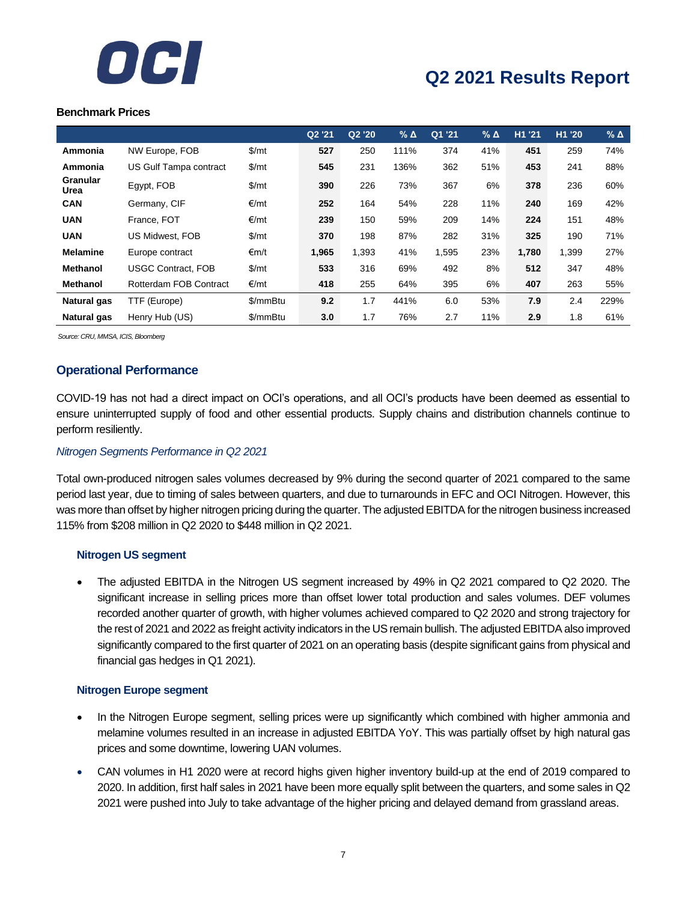**Benchmark Prices**

| | | | Q2 '21 | Q2 '20 | % Δ | Q1 '21 | % Δ | H1 '21 | H1 '20 | % Δ |
|---|---|---|---|---|---|---|---|---|---|---|
| **Ammonia** | NW Europe, FOB | $/mt | **527** | 250 | 111% | 374 | 41% | **451** | 259 | 74% |
| **Ammonia** | US Gulf Tampa contract | $/mt | **545** | 231 | 136% | 362 | 51% | **453** | 241 | 88% |
| **Granular Urea** | Egypt, FOB | $/mt | **390** | 226 | 73% | 367 | 6% | **378** | 236 | 60% |
| **CAN** | Germany, CIF | €/mt | **252** | 164 | 54% | 228 | 11% | **240** | 169 | 42% |
| **UAN** | France, FOT | €/mt | **239** | 150 | 59% | 209 | 14% | **224** | 151 | 48% |
| **UAN** | US Midwest, FOB | $/mt | **370** | 198 | 87% | 282 | 31% | **325** | 190 | 71% |
| **Melamine** | Europe contract | €m/t | **1,965** | 1,393 | 41% | 1,595 | 23% | **1,780** | 1,399 | 27% |
| **Methanol** | USGC Contract, FOB | $/mt | **533** | 316 | 69% | 492 | 8% | **512** | 347 | 48% |
| **Methanol** | Rotterdam FOB Contract | €/mt | **418** | 255 | 64% | 395 | 6% | **407** | 263 | 55% |
| **Natural gas** | TTF (Europe) | $/mmBtu | **9.2** | 1.7 | 441% | 6.0 | 53% | **7.9** | 2.4 | 229% |
| **Natural gas** | Henry Hub (US) | $/mmBtu | **3.0** | 1.7 | 76% | 2.7 | 11% | **2.9** | 1.8 | 61% |

*Source: CRU, MMSA, ICIS, Bloomberg*

## Operational Performance

COVID-19 has not had a direct impact on OCI's operations, and all OCI's products have been deemed as essential to ensure uninterrupted supply of food and other essential products. Supply chains and distribution channels continue to perform resiliently.

*Nitrogen Segments Performance in Q2 2021*

Total own-produced nitrogen sales volumes decreased by 9% during the second quarter of 2021 compared to the same period last year, due to timing of sales between quarters, and due to turnarounds in EFC and OCI Nitrogen. However, this was more than offset by higher nitrogen pricing during the quarter. The adjusted EBITDA for the nitrogen business increased 115% from $208 million in Q2 2020 to $448 million in Q2 2021.

### Nitrogen US segment

- The adjusted EBITDA in the Nitrogen US segment increased by 49% in Q2 2021 compared to Q2 2020. The significant increase in selling prices more than offset lower total production and sales volumes. DEF volumes recorded another quarter of growth, with higher volumes achieved compared to Q2 2020 and strong trajectory for the rest of 2021 and 2022 as freight activity indicators in the US remain bullish. The adjusted EBITDA also improved significantly compared to the first quarter of 2021 on an operating basis (despite significant gains from physical and financial gas hedges in Q1 2021).

### Nitrogen Europe segment

- In the Nitrogen Europe segment, selling prices were up significantly which combined with higher ammonia and melamine volumes resulted in an increase in adjusted EBITDA YoY. This was partially offset by high natural gas prices and some downtime, lowering UAN volumes.
- CAN volumes in H1 2020 were at record highs given higher inventory build-up at the end of 2019 compared to 2020. In addition, first half sales in 2021 have been more equally split between the quarters, and some sales in Q2 2021 were pushed into July to take advantage of the higher pricing and delayed demand from grassland areas.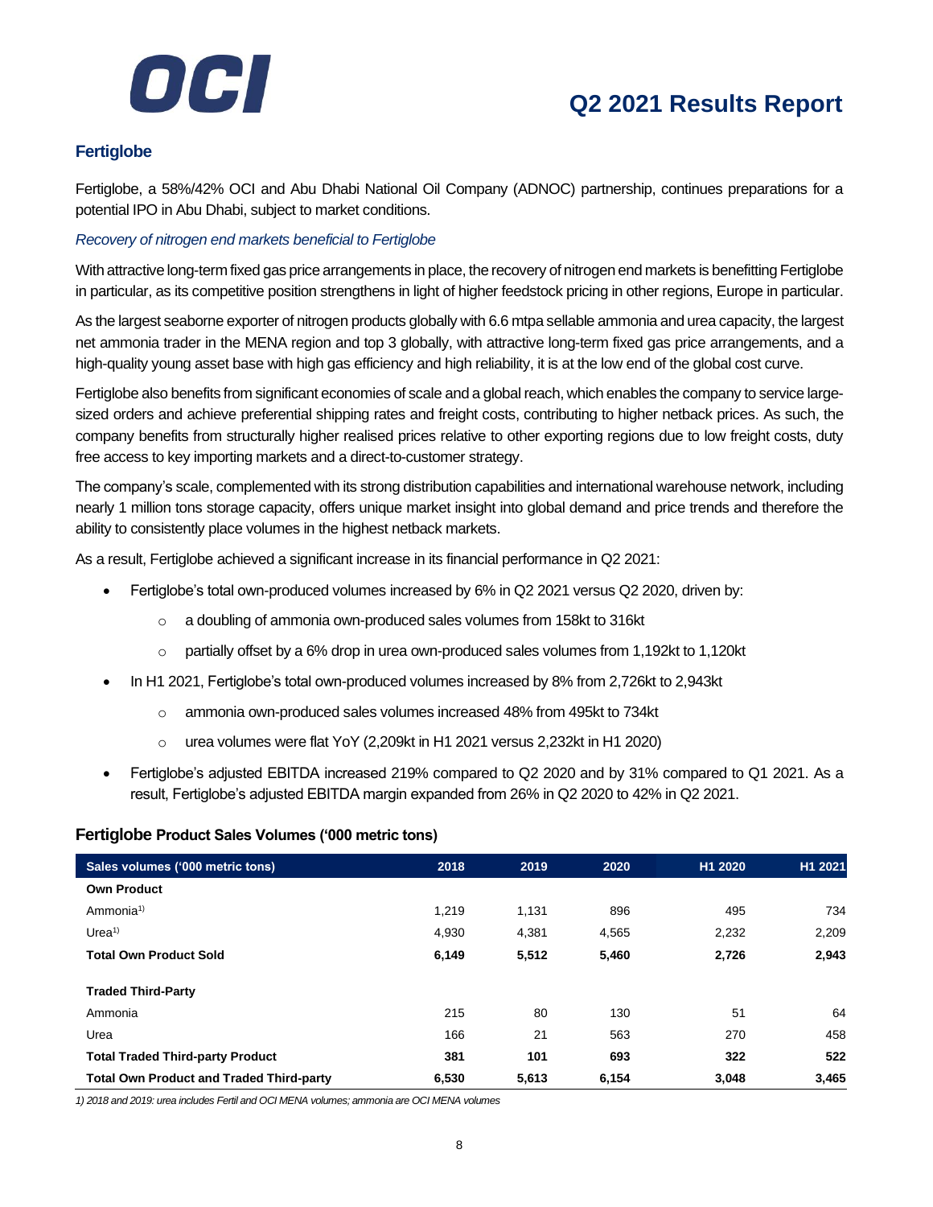## Fertiglobe

Fertiglobe, a 58%/42% OCI and Abu Dhabi National Oil Company (ADNOC) partnership, continues preparations for a potential IPO in Abu Dhabi, subject to market conditions.

*Recovery of nitrogen end markets beneficial to Fertiglobe*

With attractive long-term fixed gas price arrangements in place, the recovery of nitrogen end markets is benefitting Fertiglobe in particular, as its competitive position strengthens in light of higher feedstock pricing in other regions, Europe in particular.

As the largest seaborne exporter of nitrogen products globally with 6.6 mtpa sellable ammonia and urea capacity, the largest net ammonia trader in the MENA region and top 3 globally, with attractive long-term fixed gas price arrangements, and a high-quality young asset base with high gas efficiency and high reliability, it is at the low end of the global cost curve.

Fertiglobe also benefits from significant economies of scale and a global reach, which enables the company to service large-sized orders and achieve preferential shipping rates and freight costs, contributing to higher netback prices. As such, the company benefits from structurally higher realised prices relative to other exporting regions due to low freight costs, duty free access to key importing markets and a direct-to-customer strategy.

The company's scale, complemented with its strong distribution capabilities and international warehouse network, including nearly 1 million tons storage capacity, offers unique market insight into global demand and price trends and therefore the ability to consistently place volumes in the highest netback markets.

As a result, Fertiglobe achieved a significant increase in its financial performance in Q2 2021:

- Fertiglobe's total own-produced volumes increased by 6% in Q2 2021 versus Q2 2020, driven by:
  - a doubling of ammonia own-produced sales volumes from 158kt to 316kt
  - partially offset by a 6% drop in urea own-produced sales volumes from 1,192kt to 1,120kt
- In H1 2021, Fertiglobe's total own-produced volumes increased by 8% from 2,726kt to 2,943kt
  - ammonia own-produced sales volumes increased 48% from 495kt to 734kt
  - urea volumes were flat YoY (2,209kt in H1 2021 versus 2,232kt in H1 2020)
- Fertiglobe's adjusted EBITDA increased 219% compared to Q2 2020 and by 31% compared to Q1 2021. As a result, Fertiglobe's adjusted EBITDA margin expanded from 26% in Q2 2020 to 42% in Q2 2021.

### Fertiglobe Product Sales Volumes ('000 metric tons)

| Sales volumes ('000 metric tons) | 2018 | 2019 | 2020 | H1 2020 | H1 2021 |
|---|---|---|---|---|---|
| **Own Product** | | | | | |
| Ammonia[1)] | 1,219 | 1,131 | 896 | 495 | 734 |
| Urea[1)] | 4,930 | 4,381 | 4,565 | 2,232 | 2,209 |
| **Total Own Product Sold** | **6,149** | **5,512** | **5,460** | **2,726** | **2,943** |
| | | | | | |
| **Traded Third-Party** | | | | | |
| Ammonia | 215 | 80 | 130 | 51 | 64 |
| Urea | 166 | 21 | 563 | 270 | 458 |
| **Total Traded Third-party Product** | **381** | **101** | **693** | **322** | **522** |
| **Total Own Product and Traded Third-party** | **6,530** | **5,613** | **6,154** | **3,048** | **3,465** |

*1) 2018 and 2019: urea includes Fertil and OCI MENA volumes; ammonia are OCI MENA volumes*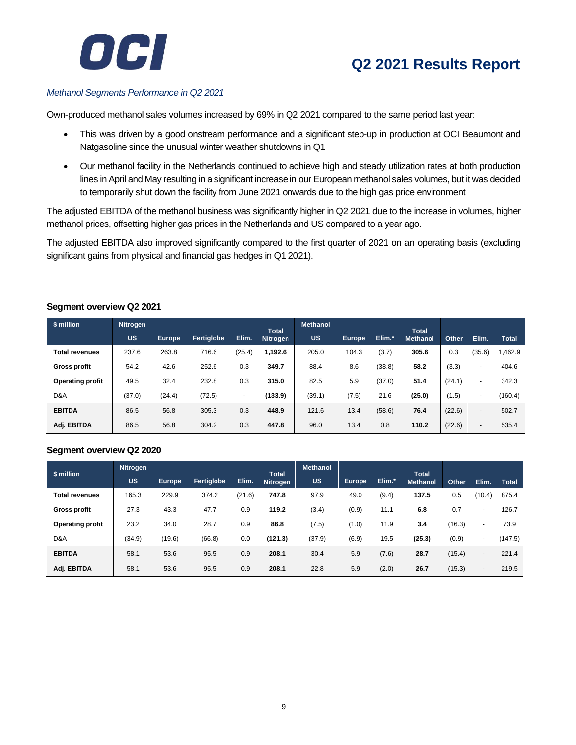*Methanol Segments Performance in Q2 2021*

Own-produced methanol sales volumes increased by 69% in Q2 2021 compared to the same period last year:

- This was driven by a good onstream performance and a significant step-up in production at OCI Beaumont and Natgasoline since the unusual winter weather shutdowns in Q1
- Our methanol facility in the Netherlands continued to achieve high and steady utilization rates at both production lines in April and May resulting in a significant increase in our European methanol sales volumes, but it was decided to temporarily shut down the facility from June 2021 onwards due to the high gas price environment

The adjusted EBITDA of the methanol business was significantly higher in Q2 2021 due to the increase in volumes, higher methanol prices, offsetting higher gas prices in the Netherlands and US compared to a year ago.

The adjusted EBITDA also improved significantly compared to the first quarter of 2021 on an operating basis (excluding significant gains from physical and financial gas hedges in Q1 2021).

### Segment overview Q2 2021

| $ million | Nitrogen | | | | | Methanol | | | | | | |
|---|---|---|---|---|---|---|---|---|---|---|---|---|
| | US | Europe | Fertiglobe | Elim. | Total Nitrogen | US | Europe | Elim.* | Total Methanol | Other | Elim. | Total |
| **Total revenues** | 237.6 | 263.8 | 716.6 | (25.4) | **1,192.6** | 205.0 | 104.3 | (3.7) | **305.6** | 0.3 | (35.6) | 1,462.9 |
| **Gross profit** | 54.2 | 42.6 | 252.6 | 0.3 | **349.7** | 88.4 | 8.6 | (38.8) | **58.2** | (3.3) | - | 404.6 |
| **Operating profit** | 49.5 | 32.4 | 232.8 | 0.3 | **315.0** | 82.5 | 5.9 | (37.0) | **51.4** | (24.1) | - | 342.3 |
| D&A | (37.0) | (24.4) | (72.5) | - | **(133.9)** | (39.1) | (7.5) | 21.6 | **(25.0)** | (1.5) | - | (160.4) |
| **EBITDA** | 86.5 | 56.8 | 305.3 | 0.3 | **448.9** | 121.6 | 13.4 | (58.6) | **76.4** | (22.6) | - | 502.7 |
| **Adj. EBITDA** | 86.5 | 56.8 | 304.2 | 0.3 | **447.8** | 96.0 | 13.4 | 0.8 | **110.2** | (22.6) | - | 535.4 |

### Segment overview Q2 2020

| $ million | Nitrogen | | | | | Methanol | | | | | | |
|---|---|---|---|---|---|---|---|---|---|---|---|---|
| | US | Europe | Fertiglobe | Elim. | Total Nitrogen | US | Europe | Elim.* | Total Methanol | Other | Elim. | Total |
| **Total revenues** | 165.3 | 229.9 | 374.2 | (21.6) | **747.8** | 97.9 | 49.0 | (9.4) | **137.5** | 0.5 | (10.4) | 875.4 |
| **Gross profit** | 27.3 | 43.3 | 47.7 | 0.9 | **119.2** | (3.4) | (0.9) | 11.1 | **6.8** | 0.7 | - | 126.7 |
| **Operating profit** | 23.2 | 34.0 | 28.7 | 0.9 | **86.8** | (7.5) | (1.0) | 11.9 | **3.4** | (16.3) | - | 73.9 |
| D&A | (34.9) | (19.6) | (66.8) | 0.0 | **(121.3)** | (37.9) | (6.9) | 19.5 | **(25.3)** | (0.9) | - | (147.5) |
| **EBITDA** | 58.1 | 53.6 | 95.5 | 0.9 | **208.1** | 30.4 | 5.9 | (7.6) | **28.7** | (15.4) | - | 221.4 |
| **Adj. EBITDA** | 58.1 | 53.6 | 95.5 | 0.9 | **208.1** | 22.8 | 5.9 | (2.0) | **26.7** | (15.3) | - | 219.5 |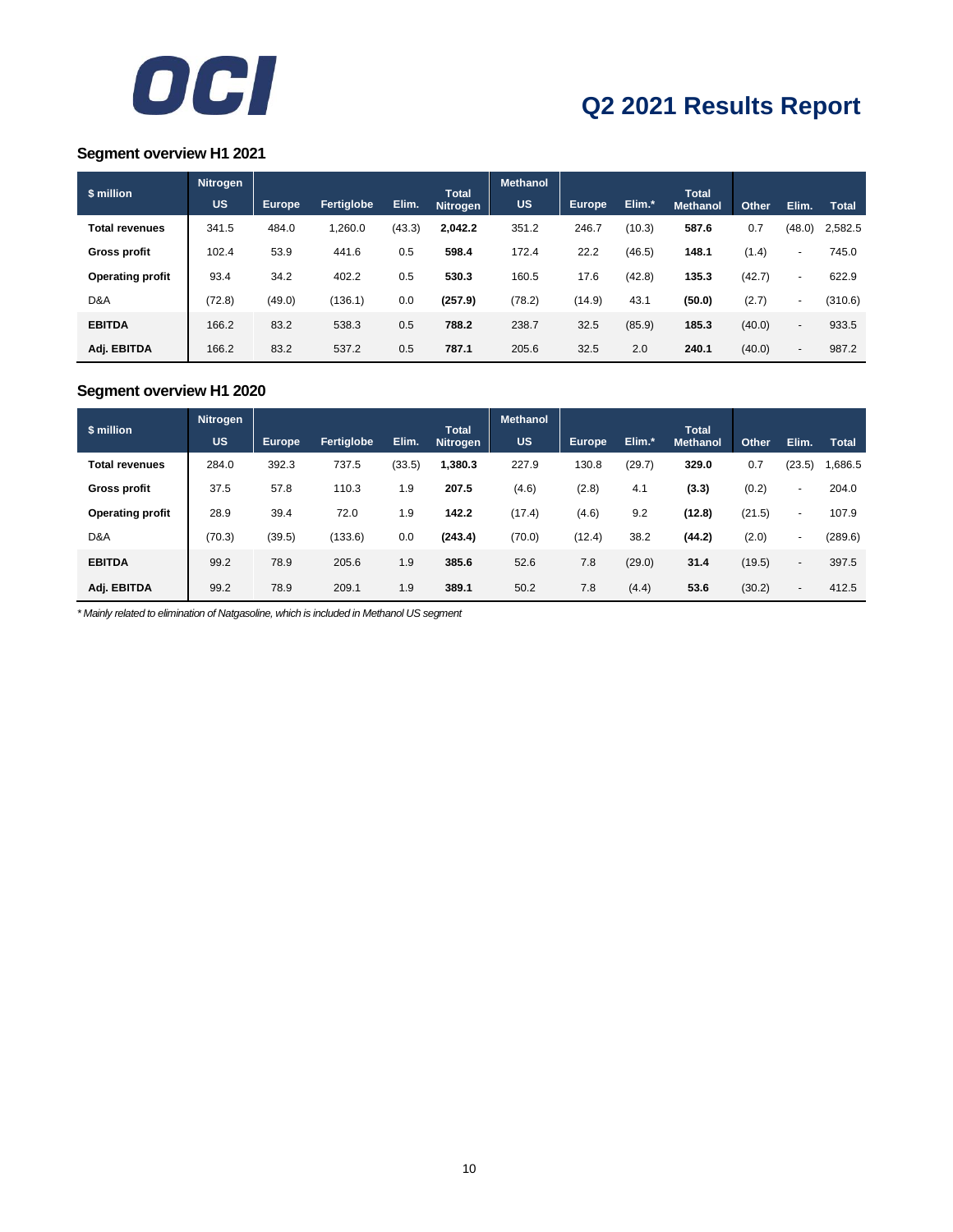## Segment overview H1 2021

| $ million | Nitrogen | | | | | Methanol | | | | | | |
|---|---|---|---|---|---|---|---|---|---|---|---|---|
| | US | Europe | Fertiglobe | Elim. | Total Nitrogen | US | Europe | Elim.* | Total Methanol | Other | Elim. | Total |
| **Total revenues** | 341.5 | 484.0 | 1,260.0 | (43.3) | **2,042.2** | 351.2 | 246.7 | (10.3) | **587.6** | 0.7 | (48.0) | 2,582.5 |
| **Gross profit** | 102.4 | 53.9 | 441.6 | 0.5 | **598.4** | 172.4 | 22.2 | (46.5) | **148.1** | (1.4) | - | 745.0 |
| **Operating profit** | 93.4 | 34.2 | 402.2 | 0.5 | **530.3** | 160.5 | 17.6 | (42.8) | **135.3** | (42.7) | - | 622.9 |
| D&A | (72.8) | (49.0) | (136.1) | 0.0 | **(257.9)** | (78.2) | (14.9) | 43.1 | **(50.0)** | (2.7) | - | (310.6) |
| **EBITDA** | 166.2 | 83.2 | 538.3 | 0.5 | **788.2** | 238.7 | 32.5 | (85.9) | **185.3** | (40.0) | - | 933.5 |
| **Adj. EBITDA** | 166.2 | 83.2 | 537.2 | 0.5 | **787.1** | 205.6 | 32.5 | 2.0 | **240.1** | (40.0) | - | 987.2 |

## Segment overview H1 2020

| $ million | Nitrogen | | | | | Methanol | | | | | | |
|---|---|---|---|---|---|---|---|---|---|---|---|---|
| | US | Europe | Fertiglobe | Elim. | Total Nitrogen | US | Europe | Elim.* | Total Methanol | Other | Elim. | Total |
| **Total revenues** | 284.0 | 392.3 | 737.5 | (33.5) | **1,380.3** | 227.9 | 130.8 | (29.7) | **329.0** | 0.7 | (23.5) | 1,686.5 |
| **Gross profit** | 37.5 | 57.8 | 110.3 | 1.9 | **207.5** | (4.6) | (2.8) | 4.1 | **(3.3)** | (0.2) | - | 204.0 |
| **Operating profit** | 28.9 | 39.4 | 72.0 | 1.9 | **142.2** | (17.4) | (4.6) | 9.2 | **(12.8)** | (21.5) | - | 107.9 |
| D&A | (70.3) | (39.5) | (133.6) | 0.0 | **(243.4)** | (70.0) | (12.4) | 38.2 | **(44.2)** | (2.0) | - | (289.6) |
| **EBITDA** | 99.2 | 78.9 | 205.6 | 1.9 | **385.6** | 52.6 | 7.8 | (29.0) | **31.4** | (19.5) | - | 397.5 |
| **Adj. EBITDA** | 99.2 | 78.9 | 209.1 | 1.9 | **389.1** | 50.2 | 7.8 | (4.4) | **53.6** | (30.2) | - | 412.5 |

*\* Mainly related to elimination of Natgasoline, which is included in Methanol US segment*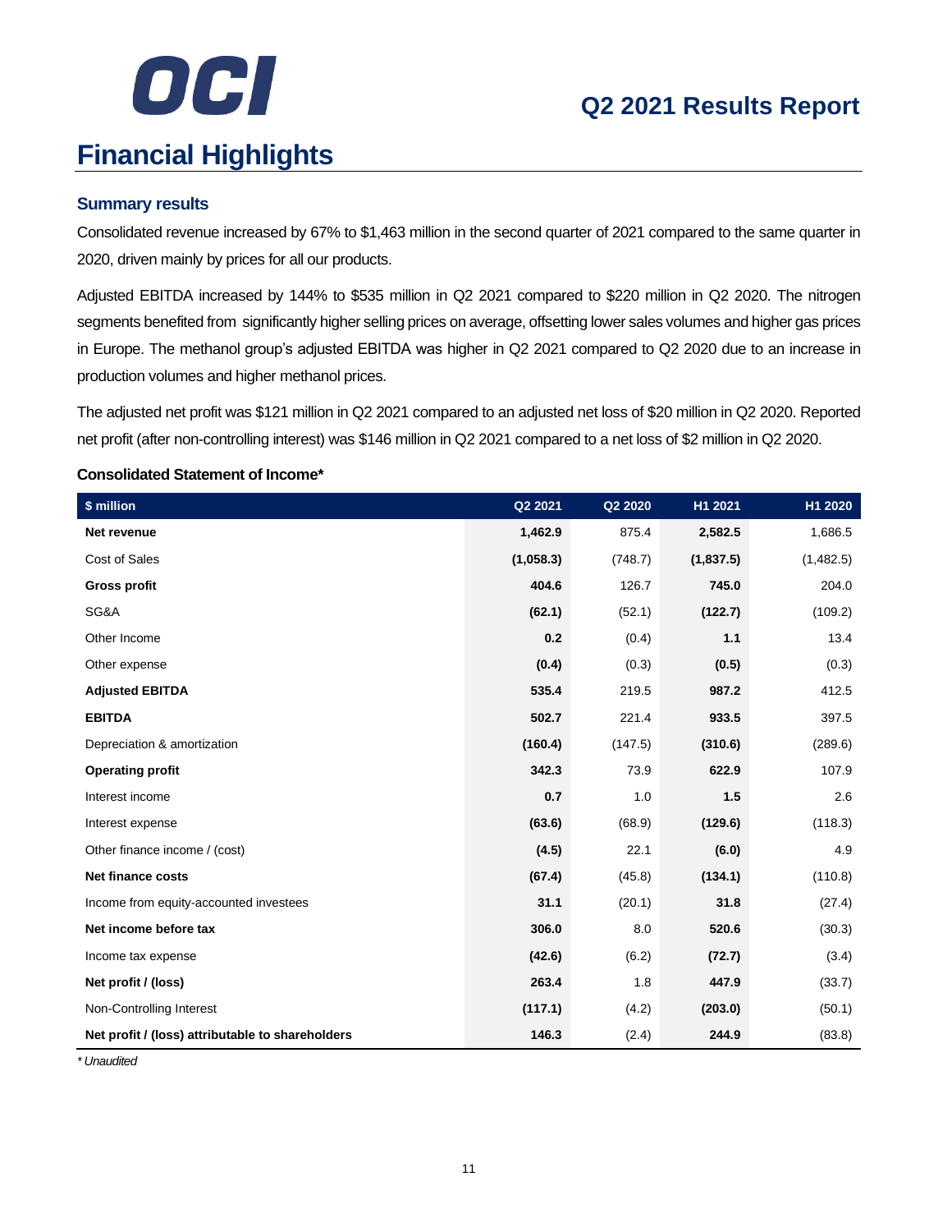# Financial Highlights

### Summary results

Consolidated revenue increased by 67% to $1,463 million in the second quarter of 2021 compared to the same quarter in 2020, driven mainly by prices for all our products.

Adjusted EBITDA increased by 144% to $535 million in Q2 2021 compared to $220 million in Q2 2020. The nitrogen segments benefited from significantly higher selling prices on average, offsetting lower sales volumes and higher gas prices in Europe. The methanol group's adjusted EBITDA was higher in Q2 2021 compared to Q2 2020 due to an increase in production volumes and higher methanol prices.

The adjusted net profit was $121 million in Q2 2021 compared to an adjusted net loss of $20 million in Q2 2020. Reported net profit (after non-controlling interest) was $146 million in Q2 2021 compared to a net loss of $2 million in Q2 2020.

**Consolidated Statement of Income***

| $ million | Q2 2021 | Q2 2020 | H1 2021 | H1 2020 |
|---|---|---|---|---|
| **Net revenue** | **1,462.9** | 875.4 | **2,582.5** | 1,686.5 |
| Cost of Sales | **(1,058.3)** | (748.7) | **(1,837.5)** | (1,482.5) |
| **Gross profit** | **404.6** | 126.7 | **745.0** | 204.0 |
| SG&A | **(62.1)** | (52.1) | **(122.7)** | (109.2) |
| Other Income | **0.2** | (0.4) | **1.1** | 13.4 |
| Other expense | **(0.4)** | (0.3) | **(0.5)** | (0.3) |
| **Adjusted EBITDA** | **535.4** | 219.5 | **987.2** | 412.5 |
| **EBITDA** | **502.7** | 221.4 | **933.5** | 397.5 |
| Depreciation & amortization | **(160.4)** | (147.5) | **(310.6)** | (289.6) |
| **Operating profit** | **342.3** | 73.9 | **622.9** | 107.9 |
| Interest income | **0.7** | 1.0 | **1.5** | 2.6 |
| Interest expense | **(63.6)** | (68.9) | **(129.6)** | (118.3) |
| Other finance income / (cost) | **(4.5)** | 22.1 | **(6.0)** | 4.9 |
| **Net finance costs** | **(67.4)** | (45.8) | **(134.1)** | (110.8) |
| Income from equity-accounted investees | **31.1** | (20.1) | **31.8** | (27.4) |
| **Net income before tax** | **306.0** | 8.0 | **520.6** | (30.3) |
| Income tax expense | **(42.6)** | (6.2) | **(72.7)** | (3.4) |
| **Net profit / (loss)** | **263.4** | 1.8 | **447.9** | (33.7) |
| Non-Controlling Interest | **(117.1)** | (4.2) | **(203.0)** | (50.1) |
| **Net profit / (loss) attributable to shareholders** | **146.3** | (2.4) | **244.9** | (83.8) |

*\* Unaudited*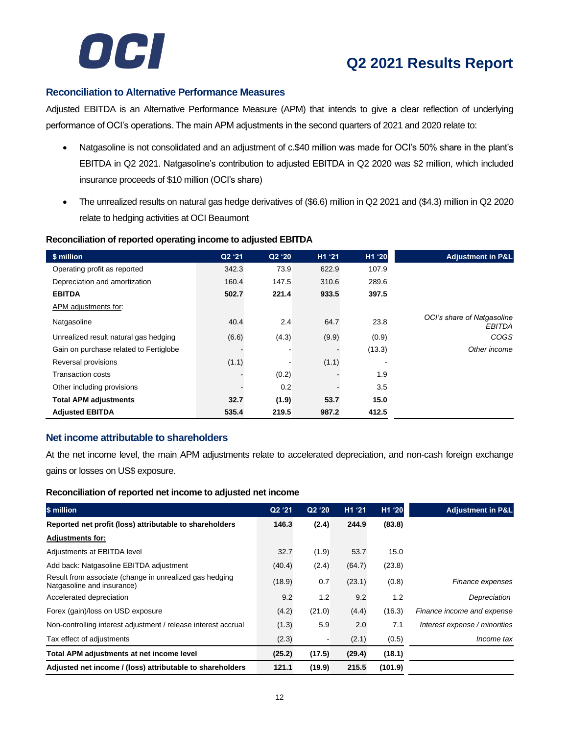## Reconciliation to Alternative Performance Measures

Adjusted EBITDA is an Alternative Performance Measure (APM) that intends to give a clear reflection of underlying performance of OCI's operations. The main APM adjustments in the second quarters of 2021 and 2020 relate to:

- Natgasoline is not consolidated and an adjustment of c.$40 million was made for OCI's 50% share in the plant's EBITDA in Q2 2021. Natgasoline's contribution to adjusted EBITDA in Q2 2020 was $2 million, which included insurance proceeds of $10 million (OCI's share)
- The unrealized results on natural gas hedge derivatives of ($6.6) million in Q2 2021 and ($4.3) million in Q2 2020 relate to hedging activities at OCI Beaumont

### Reconciliation of reported operating income to adjusted EBITDA

| $ million | Q2 '21 | Q2 '20 | H1 '21 | H1 '20 | Adjustment in P&L |
|---|---|---|---|---|---|
| Operating profit as reported | 342.3 | 73.9 | 622.9 | 107.9 | |
| Depreciation and amortization | 160.4 | 147.5 | 310.6 | 289.6 | |
| **EBITDA** | **502.7** | **221.4** | **933.5** | **397.5** | |
| APM adjustments for: | | | | | |
| Natgasoline | 40.4 | 2.4 | 64.7 | 23.8 | *OCI's share of Natgasoline EBITDA* |
| Unrealized result natural gas hedging | (6.6) | (4.3) | (9.9) | (0.9) | *COGS* |
| Gain on purchase related to Fertiglobe | - | - | - | (13.3) | *Other income* |
| Reversal provisions | (1.1) | - | (1.1) | - | |
| Transaction costs | - | (0.2) | - | 1.9 | |
| Other including provisions | - | 0.2 | - | 3.5 | |
| **Total APM adjustments** | **32.7** | **(1.9)** | **53.7** | **15.0** | |
| **Adjusted EBITDA** | **535.4** | **219.5** | **987.2** | **412.5** | |

## Net income attributable to shareholders

At the net income level, the main APM adjustments relate to accelerated depreciation, and non-cash foreign exchange gains or losses on US$ exposure.

### Reconciliation of reported net income to adjusted net income

| $ million | Q2 '21 | Q2 '20 | H1 '21 | H1 '20 | Adjustment in P&L |
|---|---|---|---|---|---|
| **Reported net profit (loss) attributable to shareholders** | **146.3** | **(2.4)** | **244.9** | **(83.8)** | |
| **Adjustments for:** | | | | | |
| Adjustments at EBITDA level | 32.7 | (1.9) | 53.7 | 15.0 | |
| Add back: Natgasoline EBITDA adjustment | (40.4) | (2.4) | (64.7) | (23.8) | |
| Result from associate (change in unrealized gas hedging Natgasoline and insurance) | (18.9) | 0.7 | (23.1) | (0.8) | *Finance expenses* |
| Accelerated depreciation | 9.2 | 1.2 | 9.2 | 1.2 | *Depreciation* |
| Forex (gain)/loss on USD exposure | (4.2) | (21.0) | (4.4) | (16.3) | *Finance income and expense* |
| Non-controlling interest adjustment / release interest accrual | (1.3) | 5.9 | 2.0 | 7.1 | *Interest expense / minorities* |
| Tax effect of adjustments | (2.3) | - | (2.1) | (0.5) | *Income tax* |
| **Total APM adjustments at net income level** | **(25.2)** | **(17.5)** | **(29.4)** | **(18.1)** | |
| **Adjusted net income / (loss) attributable to shareholders** | **121.1** | **(19.9)** | **215.5** | **(101.9)** | |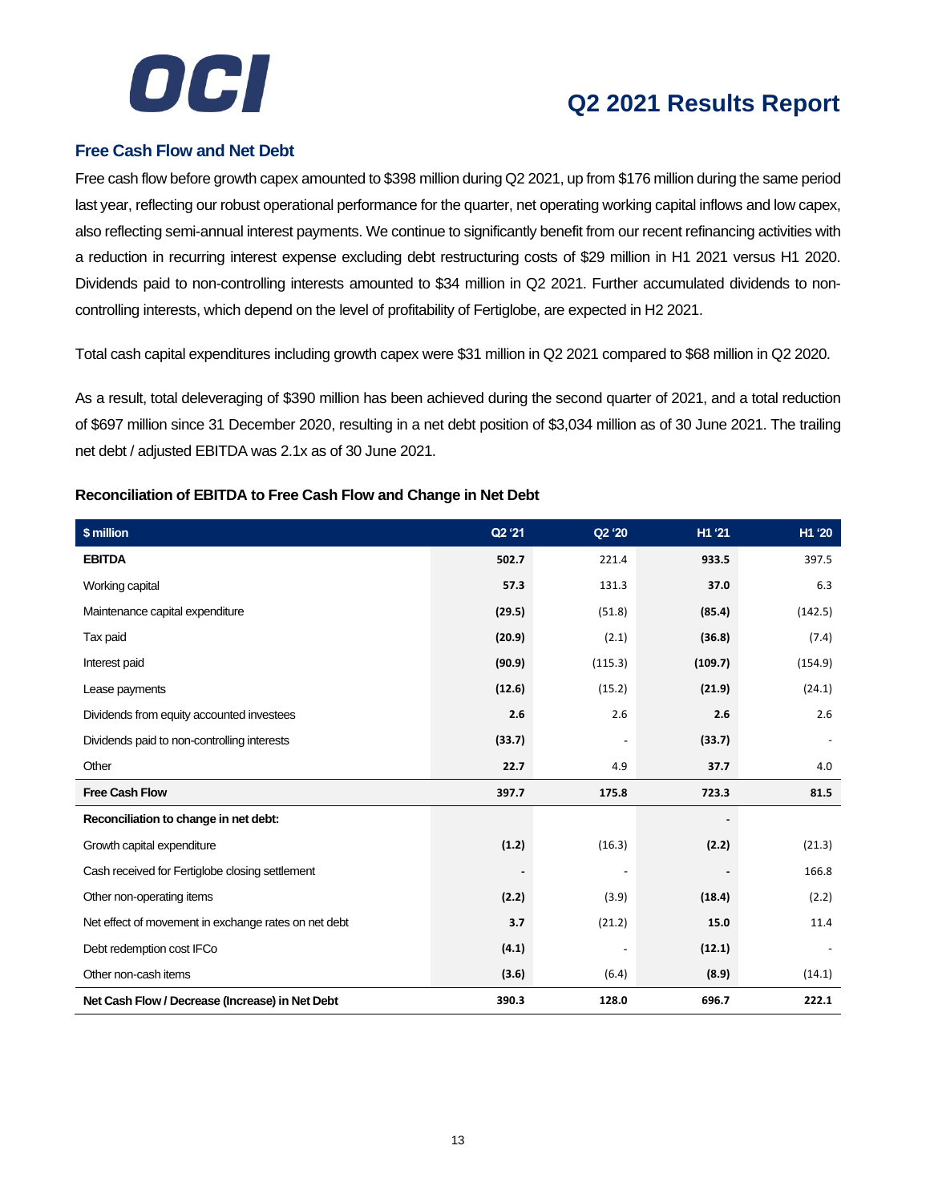## Free Cash Flow and Net Debt

Free cash flow before growth capex amounted to $398 million during Q2 2021, up from $176 million during the same period last year, reflecting our robust operational performance for the quarter, net operating working capital inflows and low capex, also reflecting semi-annual interest payments. We continue to significantly benefit from our recent refinancing activities with a reduction in recurring interest expense excluding debt restructuring costs of $29 million in H1 2021 versus H1 2020. Dividends paid to non-controlling interests amounted to $34 million in Q2 2021. Further accumulated dividends to non-controlling interests, which depend on the level of profitability of Fertiglobe, are expected in H2 2021.

Total cash capital expenditures including growth capex were $31 million in Q2 2021 compared to $68 million in Q2 2020.

As a result, total deleveraging of $390 million has been achieved during the second quarter of 2021, and a total reduction of $697 million since 31 December 2020, resulting in a net debt position of $3,034 million as of 30 June 2021. The trailing net debt / adjusted EBITDA was 2.1x as of 30 June 2021.

### Reconciliation of EBITDA to Free Cash Flow and Change in Net Debt

| $ million | Q2 '21 | Q2 '20 | H1 '21 | H1 '20 |
|---|---|---|---|---|
| **EBITDA** | **502.7** | 221.4 | **933.5** | 397.5 |
| Working capital | **57.3** | 131.3 | **37.0** | 6.3 |
| Maintenance capital expenditure | **(29.5)** | (51.8) | **(85.4)** | (142.5) |
| Tax paid | **(20.9)** | (2.1) | **(36.8)** | (7.4) |
| Interest paid | **(90.9)** | (115.3) | **(109.7)** | (154.9) |
| Lease payments | **(12.6)** | (15.2) | **(21.9)** | (24.1) |
| Dividends from equity accounted investees | **2.6** | 2.6 | **2.6** | 2.6 |
| Dividends paid to non-controlling interests | **(33.7)** | - | **(33.7)** | - |
| Other | **22.7** | 4.9 | **37.7** | 4.0 |
| **Free Cash Flow** | **397.7** | **175.8** | **723.3** | **81.5** |
| **Reconciliation to change in net debt:** | | | **-** | |
| Growth capital expenditure | **(1.2)** | (16.3) | **(2.2)** | (21.3) |
| Cash received for Fertiglobe closing settlement | **-** | - | **-** | 166.8 |
| Other non-operating items | **(2.2)** | (3.9) | **(18.4)** | (2.2) |
| Net effect of movement in exchange rates on net debt | **3.7** | (21.2) | **15.0** | 11.4 |
| Debt redemption cost IFCo | **(4.1)** | - | **(12.1)** | - |
| Other non-cash items | **(3.6)** | (6.4) | **(8.9)** | (14.1) |
| **Net Cash Flow / Decrease (Increase) in Net Debt** | **390.3** | **128.0** | **696.7** | **222.1** |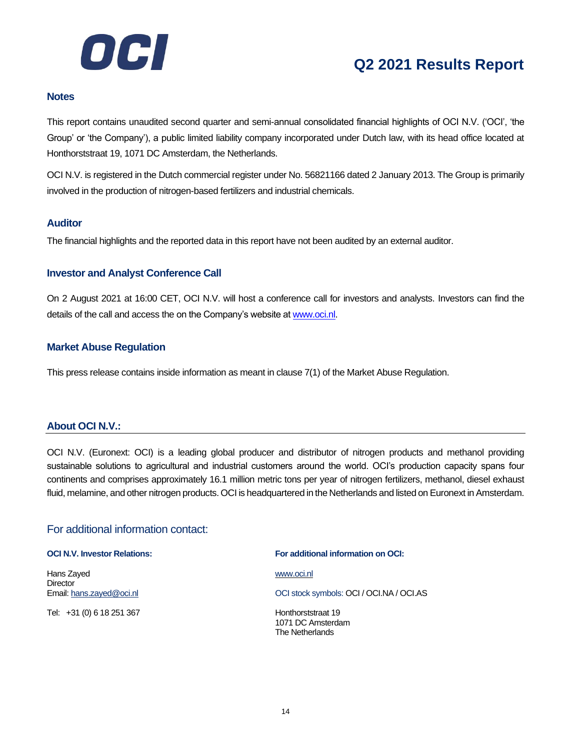## Notes

This report contains unaudited second quarter and semi-annual consolidated financial highlights of OCI N.V. ('OCI', 'the Group' or 'the Company'), a public limited liability company incorporated under Dutch law, with its head office located at Honthorststraat 19, 1071 DC Amsterdam, the Netherlands.

OCI N.V. is registered in the Dutch commercial register under No. 56821166 dated 2 January 2013. The Group is primarily involved in the production of nitrogen-based fertilizers and industrial chemicals.

## Auditor

The financial highlights and the reported data in this report have not been audited by an external auditor.

## Investor and Analyst Conference Call

On 2 August 2021 at 16:00 CET, OCI N.V. will host a conference call for investors and analysts. Investors can find the details of the call and access the on the Company's website at www.oci.nl.

## Market Abuse Regulation

This press release contains inside information as meant in clause 7(1) of the Market Abuse Regulation.

## About OCI N.V.:

OCI N.V. (Euronext: OCI) is a leading global producer and distributor of nitrogen products and methanol providing sustainable solutions to agricultural and industrial customers around the world. OCI's production capacity spans four continents and comprises approximately 16.1 million metric tons per year of nitrogen fertilizers, methanol, diesel exhaust fluid, melamine, and other nitrogen products. OCI is headquartered in the Netherlands and listed on Euronext in Amsterdam.

## For additional information contact:

**OCI N.V. Investor Relations:**

Hans Zayed
Director
Email: hans.zayed@oci.nl

Tel: +31 (0) 6 18 251 367

**For additional information on OCI:**

www.oci.nl

OCI stock symbols: OCI / OCI.NA / OCI.AS

Honthorststraat 19
1071 DC Amsterdam
The Netherlands